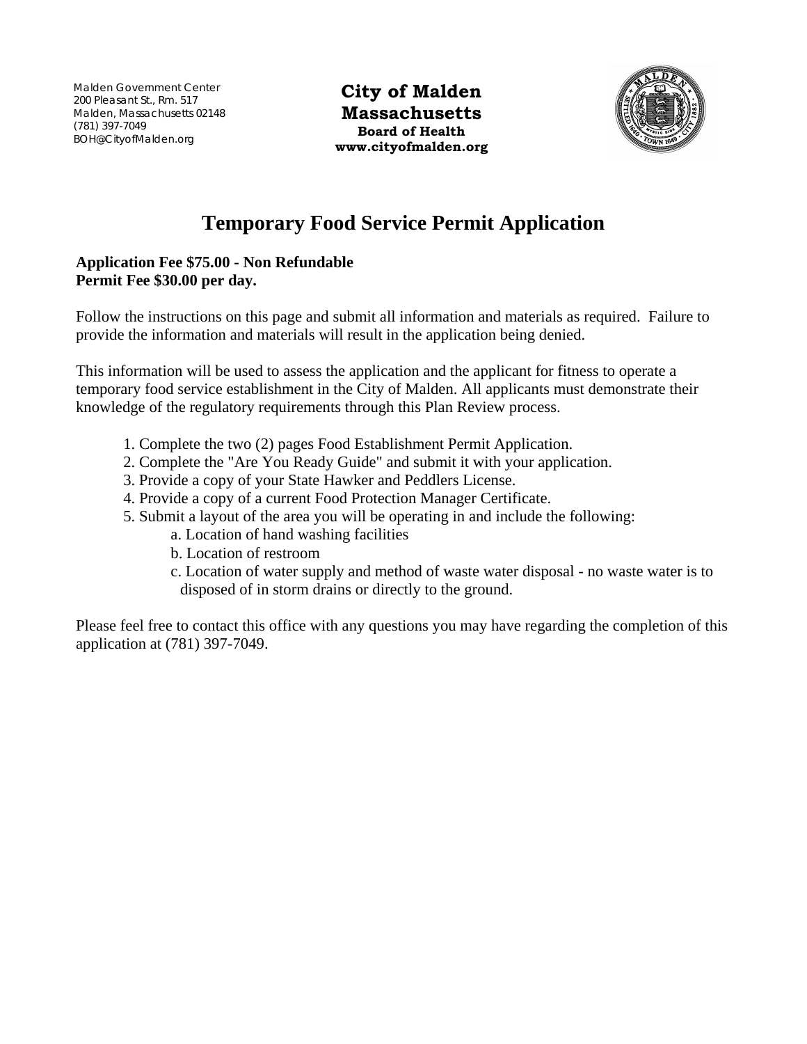Malden Government Center
200 Pleasant St., Rm. 517
Malden, Massachusetts 02148
(781) 397-7049
BOH@CityofMalden.org

**City of Malden**
**Massachusetts**
**Board of Health**
**www.cityofmalden.org**

# Temporary Food Service Permit Application

**Application Fee $75.00 - Non Refundable**
**Permit Fee $30.00 per day.**

Follow the instructions on this page and submit all information and materials as required. Failure to provide the information and materials will result in the application being denied.

This information will be used to assess the application and the applicant for fitness to operate a temporary food service establishment in the City of Malden. All applicants must demonstrate their knowledge of the regulatory requirements through this Plan Review process.

1. Complete the two (2) pages Food Establishment Permit Application.
2. Complete the "Are You Ready Guide" and submit it with your application.
3. Provide a copy of your State Hawker and Peddlers License.
4. Provide a copy of a current Food Protection Manager Certificate.
5. Submit a layout of the area you will be operating in and include the following:
   a. Location of hand washing facilities
   b. Location of restroom
   c. Location of water supply and method of waste water disposal - no waste water is to disposed of in storm drains or directly to the ground.

Please feel free to contact this office with any questions you may have regarding the completion of this application at (781) 397-7049.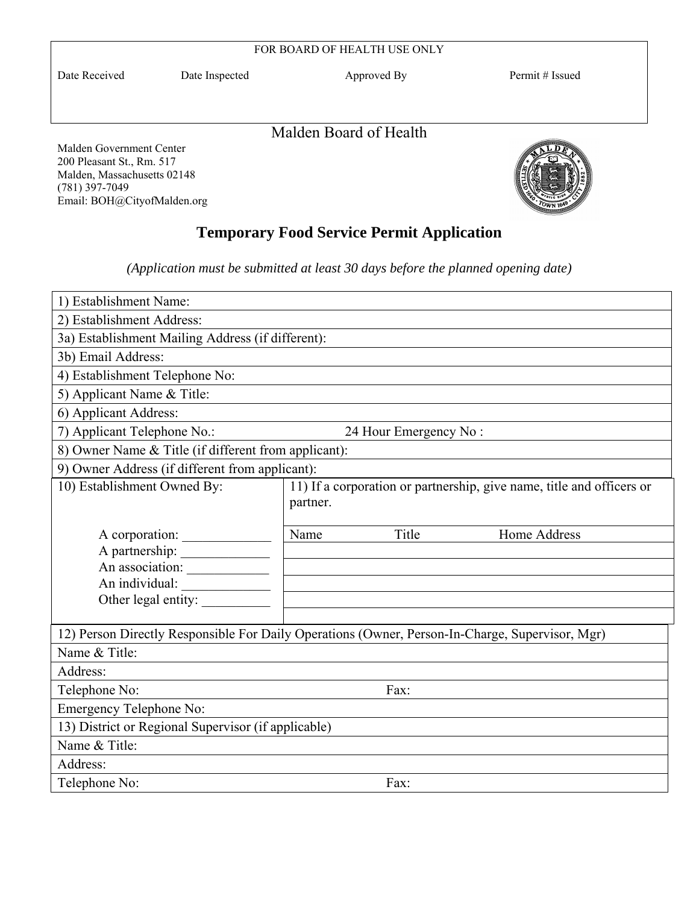| FOR BOARD OF HEALTH USE ONLY | | | |
|---|---|---|---|
| Date Received | Date Inspected | Approved By | Permit # Issued |
| | | | |

# Malden Board of Health

Malden Government Center
200 Pleasant St., Rm. 517
Malden, Massachusetts 02148
(781) 397-7049
Email: BOH@CityofMalden.org

## Temporary Food Service Permit Application

*(Application must be submitted at least 30 days before the planned opening date)*

| | |
|---|---|
| 1) Establishment Name: | |
| 2) Establishment Address: | |
| 3a) Establishment Mailing Address (if different): | |
| 3b) Email Address: | |
| 4) Establishment Telephone No: | |
| 5) Applicant Name & Title: | |
| 6) Applicant Address: | |
| 7) Applicant Telephone No.: | 24 Hour Emergency No : |
| 8) Owner Name & Title (if different from applicant): | |
| 9) Owner Address (if different from applicant): | |

| 10) Establishment Owned By: | 11) If a corporation or partnership, give name, title and officers or partner. | | |
|---|---|---|---|
| A corporation: _____________ | Name | Title | Home Address |
| A partnership: _____________ | | | |
| An association: ____________ | | | |
| An individual: _____________ | | | |
| Other legal entity: __________ | | | |
| | | | |

| 12) Person Directly Responsible For Daily Operations (Owner, Person-In-Charge, Supervisor, Mgr) | |
|---|---|
| Name & Title: | |
| Address: | |
| Telephone No: | Fax: |
| Emergency Telephone No: | |
| **13) District or Regional Supervisor (if applicable)** | |
| Name & Title: | |
| Address: | |
| Telephone No: | Fax: |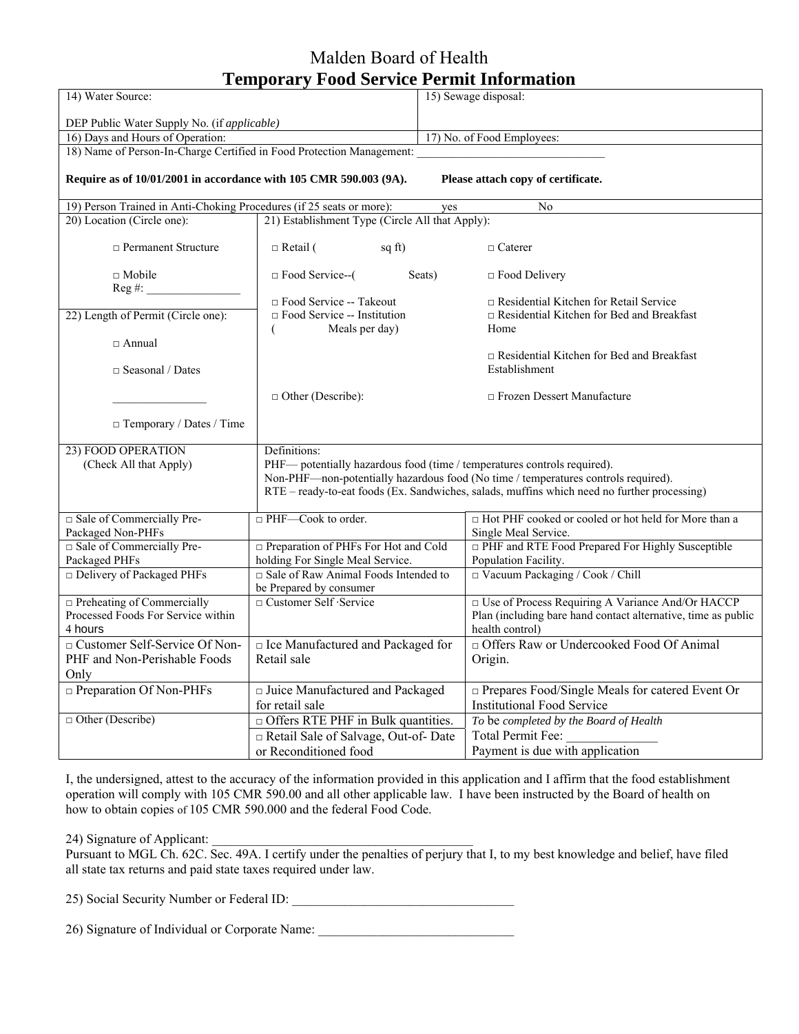# Malden Board of Health

## Temporary Food Service Permit Information

| 14) Water Source:<br><br>DEP Public Water Supply No. (if *applicable*) | 15) Sewage disposal: |
|---|---|
| 16) Days and Hours of Operation: | 17) No. of Food Employees: |

18) Name of Person-In-Charge Certified in Food Protection Management: ______________________________

**Require as of 10/01/2001 in accordance with 105 CMR 590.003 (9A).** **Please attach copy of certificate.**

19) Person Trained in Anti-Choking Procedures (if 25 seats or more): yes No

| 20) Location (Circle one): | 21) Establishment Type (Circle All that Apply): | |
|---|---|---|
| □ Permanent Structure | □ Retail ( sq ft) | □ Caterer |
| □ Mobile<br>Reg #: ________________ | □ Food Service--( Seats) | □ Food Delivery |
| 22) Length of Permit (Circle one): | □ Food Service -- Takeout<br>□ Food Service -- Institution<br>( Meals per day) | □ Residential Kitchen for Retail Service<br>□ Residential Kitchen for Bed and Breakfast Home |
| □ Annual | | □ Residential Kitchen for Bed and Breakfast Establishment |
| □ Seasonal / Dates<br><br>________________ | □ Other (Describe): | □ Frozen Dessert Manufacture |
| □ Temporary / Dates / Time | | |

| 23) FOOD OPERATION<br>(Check All that Apply) | Definitions:<br>PHF— potentially hazardous food (time / temperatures controls required).<br>Non-PHF—non-potentially hazardous food (No time / temperatures controls required).<br>RTE – ready-to-eat foods (Ex. Sandwiches, salads, muffins which need no further processing) | |
|---|---|---|
| □ Sale of Commercially Pre-Packaged Non-PHFs | □ PHF—Cook to order. | □ Hot PHF cooked or cooled or hot held for More than a Single Meal Service. |
| □ Sale of Commercially Pre-Packaged PHFs | □ Preparation of PHFs For Hot and Cold holding For Single Meal Service. | □ PHF and RTE Food Prepared For Highly Susceptible Population Facility. |
| □ Delivery of Packaged PHFs | □ Sale of Raw Animal Foods Intended to be Prepared by consumer | □ Vacuum Packaging / Cook / Chill |
| □ Preheating of Commercially Processed Foods For Service within 4 hours | □ Customer Self ·Service | □ Use of Process Requiring A Variance And/Or HACCP Plan (including bare hand contact alternative, time as public health control) |
| □ Customer Self-Service Of Non-PHF and Non-Perishable Foods Only | □ Ice Manufactured and Packaged for Retail sale | □ Offers Raw or Undercooked Food Of Animal Origin. |
| □ Preparation Of Non-PHFs | □ Juice Manufactured and Packaged for retail sale | □ Prepares Food/Single Meals for catered Event Or Institutional Food Service |
| □ Other (Describe) | □ Offers RTE PHF in Bulk quantities.<br>□ Retail Sale of Salvage, Out-of- Date or Reconditioned food | *To* be *completed by the Board of Health*<br>Total Permit Fee: ______________<br>Payment is due with application |

I, the undersigned, attest to the accuracy of the information provided in this application and I affirm that the food establishment operation will comply with 105 CMR 590.00 and all other applicable law. I have been instructed by the Board of health on how to obtain copies of 105 CMR 590.000 and the federal Food Code.

24) Signature of Applicant: ________________________________________

Pursuant to MGL Ch. 62C. Sec. 49A. I certify under the penalties of perjury that I, to my best knowledge and belief, have filed all state tax returns and paid state taxes required under law.

25) Social Security Number or Federal ID: __________________________________

26) Signature of Individual or Corporate Name: ______________________________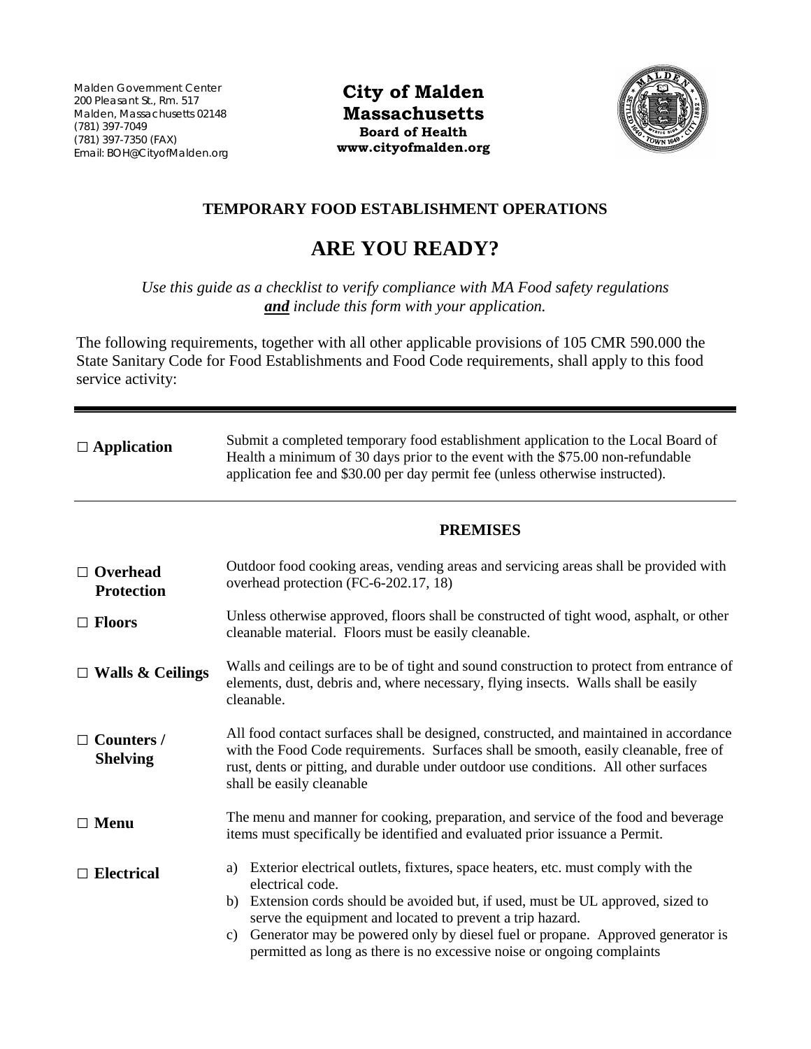Malden Government Center
200 Pleasant St., Rm. 517
Malden, Massachusetts 02148
(781) 397-7049
(781) 397-7350 (FAX)
Email: BOH@CityofMalden.org

**City of Malden**
**Massachusetts**
**Board of Health**
**www.cityofmalden.org**

## TEMPORARY FOOD ESTABLISHMENT OPERATIONS

# ARE YOU READY?

*Use this guide as a checklist to verify compliance with MA Food safety regulations* ***and*** *include this form with your application.*

The following requirements, together with all other applicable provisions of 105 CMR 590.000 the State Sanitary Code for Food Establishments and Food Code requirements, shall apply to this food service activity:

---

**□ Application** — Submit a completed temporary food establishment application to the Local Board of Health a minimum of 30 days prior to the event with the $75.00 non-refundable application fee and $30.00 per day permit fee (unless otherwise instructed).

---

### PREMISES

**□ Overhead Protection** — Outdoor food cooking areas, vending areas and servicing areas shall be provided with overhead protection (FC-6-202.17, 18)

**□ Floors** — Unless otherwise approved, floors shall be constructed of tight wood, asphalt, or other cleanable material. Floors must be easily cleanable.

**□ Walls & Ceilings** — Walls and ceilings are to be of tight and sound construction to protect from entrance of elements, dust, debris and, where necessary, flying insects. Walls shall be easily cleanable.

**□ Counters / Shelving** — All food contact surfaces shall be designed, constructed, and maintained in accordance with the Food Code requirements. Surfaces shall be smooth, easily cleanable, free of rust, dents or pitting, and durable under outdoor use conditions. All other surfaces shall be easily cleanable

**□ Menu** — The menu and manner for cooking, preparation, and service of the food and beverage items must specifically be identified and evaluated prior issuance a Permit.

**□ Electrical**

a) Exterior electrical outlets, fixtures, space heaters, etc. must comply with the electrical code.
b) Extension cords should be avoided but, if used, must be UL approved, sized to serve the equipment and located to prevent a trip hazard.
c) Generator may be powered only by diesel fuel or propane. Approved generator is permitted as long as there is no excessive noise or ongoing complaints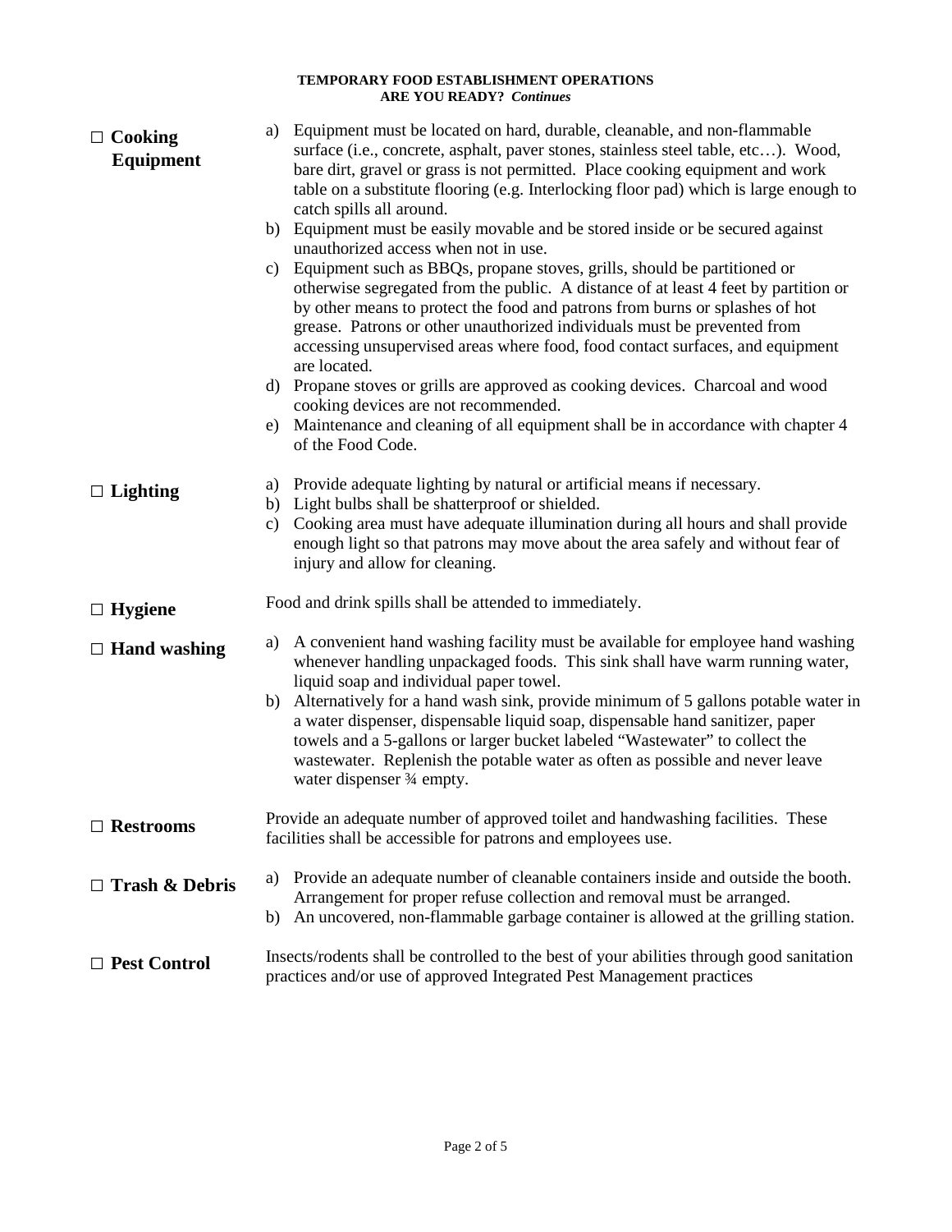**TEMPORARY FOOD ESTABLISHMENT OPERATIONS**
**ARE YOU READY?** ***Continues***

### □ Cooking Equipment

a) Equipment must be located on hard, durable, cleanable, and non-flammable surface (i.e., concrete, asphalt, paver stones, stainless steel table, etc…). Wood, bare dirt, gravel or grass is not permitted. Place cooking equipment and work table on a substitute flooring (e.g. Interlocking floor pad) which is large enough to catch spills all around.

b) Equipment must be easily movable and be stored inside or be secured against unauthorized access when not in use.

c) Equipment such as BBQs, propane stoves, grills, should be partitioned or otherwise segregated from the public. A distance of at least 4 feet by partition or by other means to protect the food and patrons from burns or splashes of hot grease. Patrons or other unauthorized individuals must be prevented from accessing unsupervised areas where food, food contact surfaces, and equipment are located.

d) Propane stoves or grills are approved as cooking devices. Charcoal and wood cooking devices are not recommended.

e) Maintenance and cleaning of all equipment shall be in accordance with chapter 4 of the Food Code.

### □ Lighting

a) Provide adequate lighting by natural or artificial means if necessary.

b) Light bulbs shall be shatterproof or shielded.

c) Cooking area must have adequate illumination during all hours and shall provide enough light so that patrons may move about the area safely and without fear of injury and allow for cleaning.

### □ Hygiene

Food and drink spills shall be attended to immediately.

### □ Hand washing

a) A convenient hand washing facility must be available for employee hand washing whenever handling unpackaged foods. This sink shall have warm running water, liquid soap and individual paper towel.

b) Alternatively for a hand wash sink, provide minimum of 5 gallons potable water in a water dispenser, dispensable liquid soap, dispensable hand sanitizer, paper towels and a 5-gallons or larger bucket labeled "Wastewater" to collect the wastewater. Replenish the potable water as often as possible and never leave water dispenser ¾ empty.

### □ Restrooms

Provide an adequate number of approved toilet and handwashing facilities. These facilities shall be accessible for patrons and employees use.

### □ Trash & Debris

a) Provide an adequate number of cleanable containers inside and outside the booth. Arrangement for proper refuse collection and removal must be arranged.

b) An uncovered, non-flammable garbage container is allowed at the grilling station.

### □ Pest Control

Insects/rodents shall be controlled to the best of your abilities through good sanitation practices and/or use of approved Integrated Pest Management practices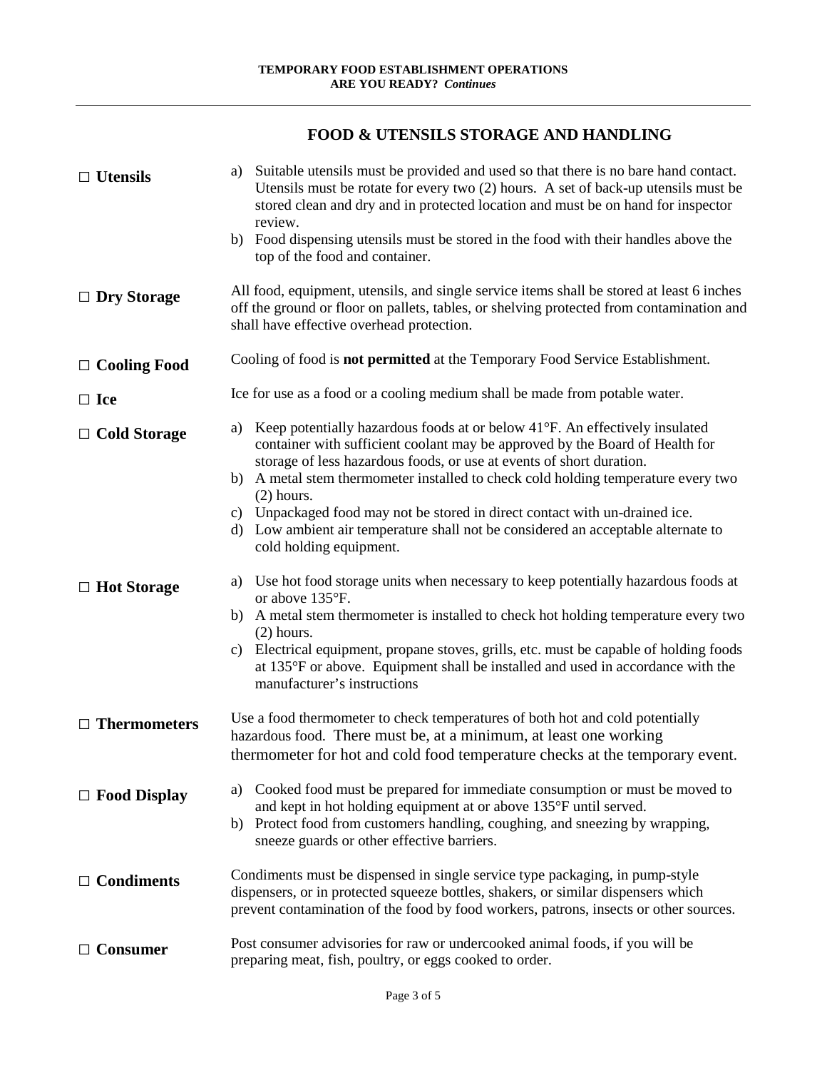## FOOD & UTENSILS STORAGE AND HANDLING

**□ Utensils**

a) Suitable utensils must be provided and used so that there is no bare hand contact. Utensils must be rotate for every two (2) hours. A set of back-up utensils must be stored clean and dry and in protected location and must be on hand for inspector review.
b) Food dispensing utensils must be stored in the food with their handles above the top of the food and container.

**□ Dry Storage**

All food, equipment, utensils, and single service items shall be stored at least 6 inches off the ground or floor on pallets, tables, or shelving protected from contamination and shall have effective overhead protection.

**□ Cooling Food**

Cooling of food is **not permitted** at the Temporary Food Service Establishment.

**□ Ice**

Ice for use as a food or a cooling medium shall be made from potable water.

**□ Cold Storage**

a) Keep potentially hazardous foods at or below 41°F. An effectively insulated container with sufficient coolant may be approved by the Board of Health for storage of less hazardous foods, or use at events of short duration.
b) A metal stem thermometer installed to check cold holding temperature every two (2) hours.
c) Unpackaged food may not be stored in direct contact with un-drained ice.
d) Low ambient air temperature shall not be considered an acceptable alternate to cold holding equipment.

**□ Hot Storage**

a) Use hot food storage units when necessary to keep potentially hazardous foods at or above 135°F.
b) A metal stem thermometer is installed to check hot holding temperature every two (2) hours.
c) Electrical equipment, propane stoves, grills, etc. must be capable of holding foods at 135°F or above. Equipment shall be installed and used in accordance with the manufacturer's instructions

**□ Thermometers**

Use a food thermometer to check temperatures of both hot and cold potentially hazardous food. There must be, at a minimum, at least one working thermometer for hot and cold food temperature checks at the temporary event.

**□ Food Display**

a) Cooked food must be prepared for immediate consumption or must be moved to and kept in hot holding equipment at or above 135°F until served.
b) Protect food from customers handling, coughing, and sneezing by wrapping, sneeze guards or other effective barriers.

**□ Condiments**

Condiments must be dispensed in single service type packaging, in pump-style dispensers, or in protected squeeze bottles, shakers, or similar dispensers which prevent contamination of the food by food workers, patrons, insects or other sources.

**□ Consumer**

Post consumer advisories for raw or undercooked animal foods, if you will be preparing meat, fish, poultry, or eggs cooked to order.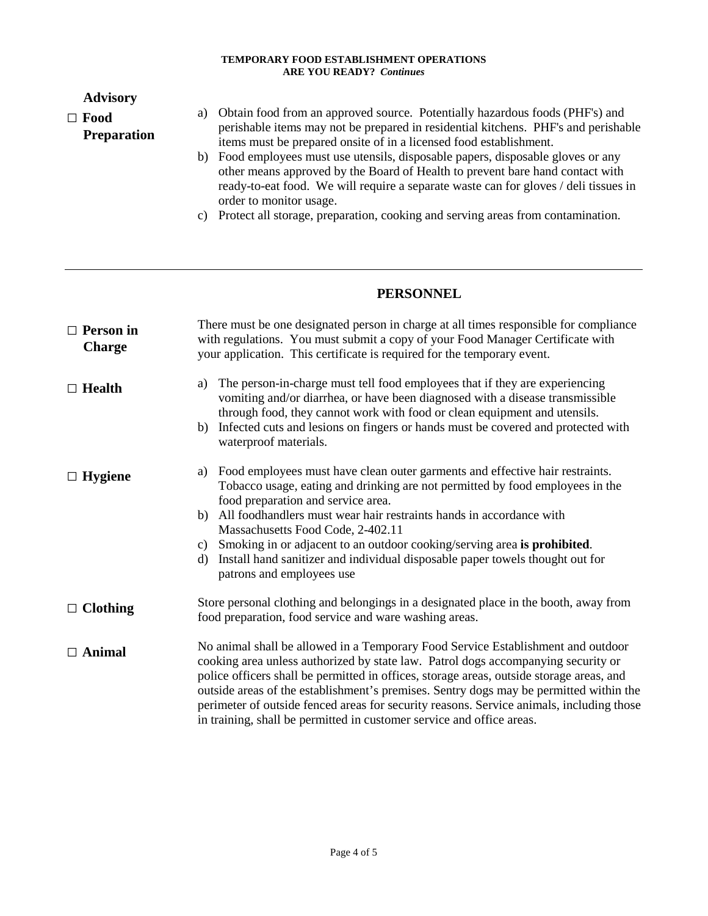**Advisory**

□ **Food Preparation**

a) Obtain food from an approved source. Potentially hazardous foods (PHF's) and perishable items may not be prepared in residential kitchens. PHF's and perishable items must be prepared onsite of in a licensed food establishment.
b) Food employees must use utensils, disposable papers, disposable gloves or any other means approved by the Board of Health to prevent bare hand contact with ready-to-eat food. We will require a separate waste can for gloves / deli tissues in order to monitor usage.
c) Protect all storage, preparation, cooking and serving areas from contamination.

---

## PERSONNEL

□ **Person in Charge**

There must be one designated person in charge at all times responsible for compliance with regulations. You must submit a copy of your Food Manager Certificate with your application. This certificate is required for the temporary event.

□ **Health**

a) The person-in-charge must tell food employees that if they are experiencing vomiting and/or diarrhea, or have been diagnosed with a disease transmissible through food, they cannot work with food or clean equipment and utensils.
b) Infected cuts and lesions on fingers or hands must be covered and protected with waterproof materials.

□ **Hygiene**

a) Food employees must have clean outer garments and effective hair restraints. Tobacco usage, eating and drinking are not permitted by food employees in the food preparation and service area.
b) All foodhandlers must wear hair restraints hands in accordance with Massachusetts Food Code, 2-402.11
c) Smoking in or adjacent to an outdoor cooking/serving area **is prohibited**.
d) Install hand sanitizer and individual disposable paper towels thought out for patrons and employees use

□ **Clothing**

Store personal clothing and belongings in a designated place in the booth, away from food preparation, food service and ware washing areas.

□ **Animal**

No animal shall be allowed in a Temporary Food Service Establishment and outdoor cooking area unless authorized by state law. Patrol dogs accompanying security or police officers shall be permitted in offices, storage areas, outside storage areas, and outside areas of the establishment's premises. Sentry dogs may be permitted within the perimeter of outside fenced areas for security reasons. Service animals, including those in training, shall be permitted in customer service and office areas.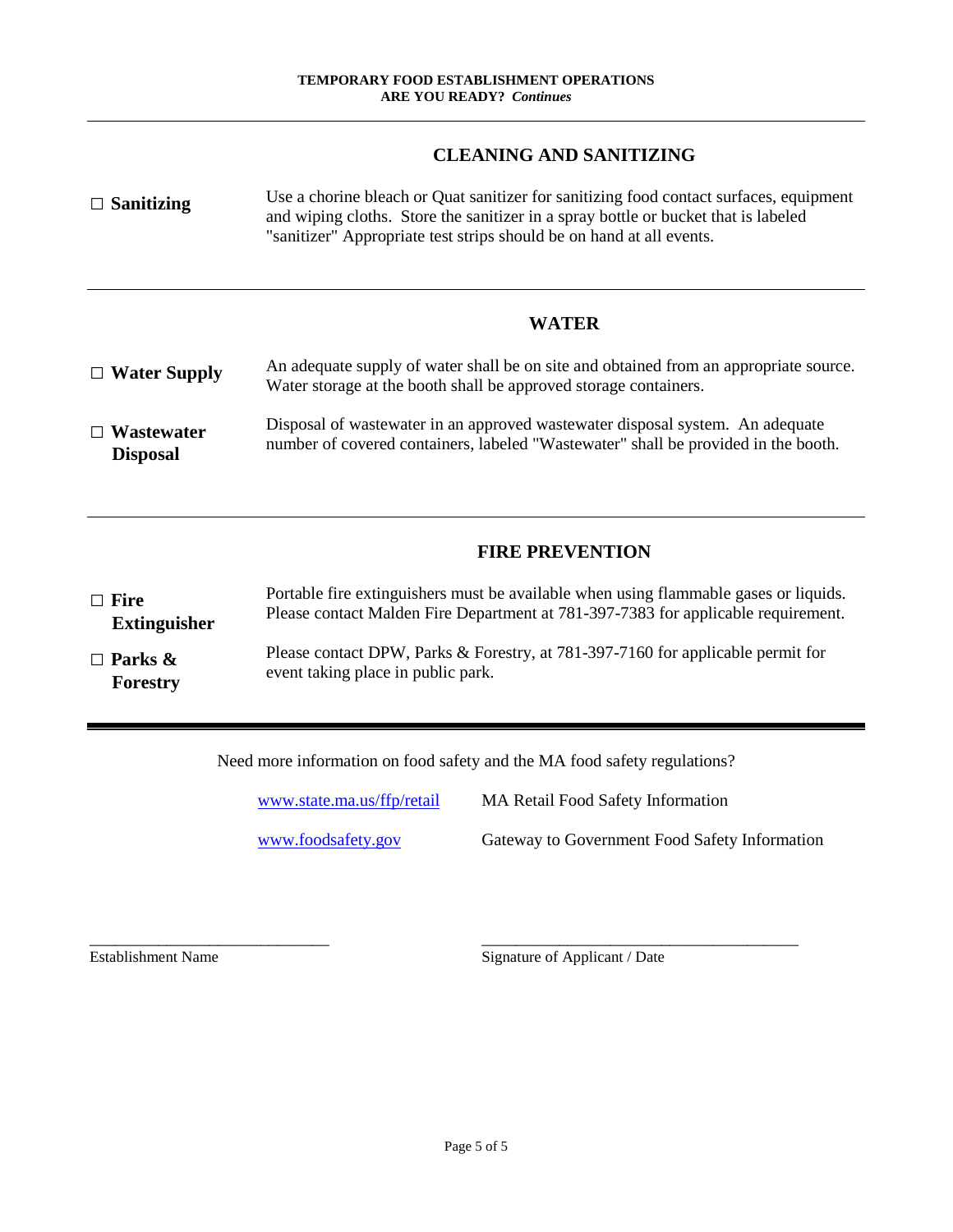## CLEANING AND SANITIZING

☐ **Sanitizing**

Use a chorine bleach or Quat sanitizer for sanitizing food contact surfaces, equipment and wiping cloths. Store the sanitizer in a spray bottle or bucket that is labeled "sanitizer" Appropriate test strips should be on hand at all events.

## WATER

☐ **Water Supply**

An adequate supply of water shall be on site and obtained from an appropriate source. Water storage at the booth shall be approved storage containers.

☐ **Wastewater Disposal**

Disposal of wastewater in an approved wastewater disposal system. An adequate number of covered containers, labeled "Wastewater" shall be provided in the booth.

## FIRE PREVENTION

☐ **Fire Extinguisher**

Portable fire extinguishers must be available when using flammable gases or liquids. Please contact Malden Fire Department at 781-397-7383 for applicable requirement.

☐ **Parks & Forestry**

Please contact DPW, Parks & Forestry, at 781-397-7160 for applicable permit for event taking place in public park.

---

Need more information on food safety and the MA food safety regulations?

| | |
|---|---|
| [www.state.ma.us/ffp/retail](www.state.ma.us/ffp/retail) | MA Retail Food Safety Information |
| [www.foodsafety.gov](www.foodsafety.gov) | Gateway to Government Food Safety Information |

______________________________
Establishment Name

________________________________________
Signature of Applicant / Date